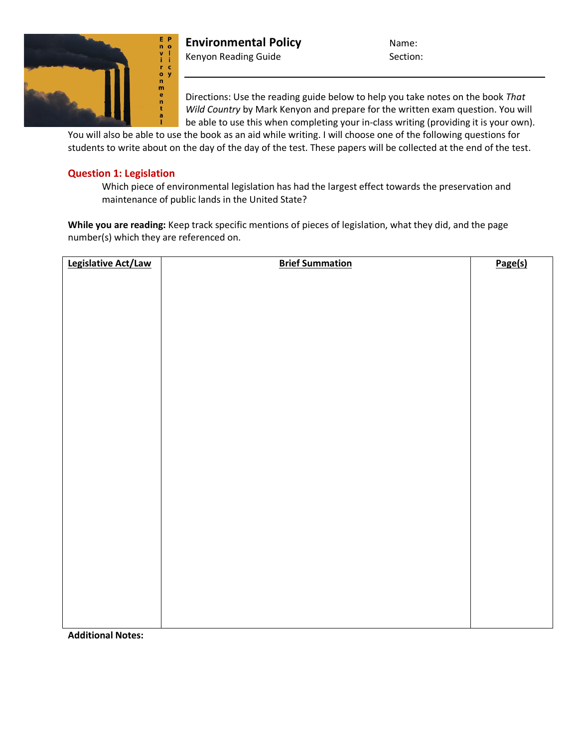# Environmental Policy

Kenyon Reading Guide

Name:

Section:

Directions: Use the reading guide below to help you take notes on the book *That Wild Country* by Mark Kenyon and prepare for the written exam question. You will be able to use this when completing your in-class writing (providing it is your own). You will also be able to use the book as an aid while writing. I will choose one of the following questions for students to write about on the day of the day of the test. These papers will be collected at the end of the test.

## Question 1: Legislation

Which piece of environmental legislation has had the largest effect towards the preservation and maintenance of public lands in the United State?

**While you are reading:** Keep track specific mentions of pieces of legislation, what they did, and the page number(s) which they are referenced on.

| Legislative Act/Law | Brief Summation | Page(s) |
|---|---|---|
| | | |

**Additional Notes:**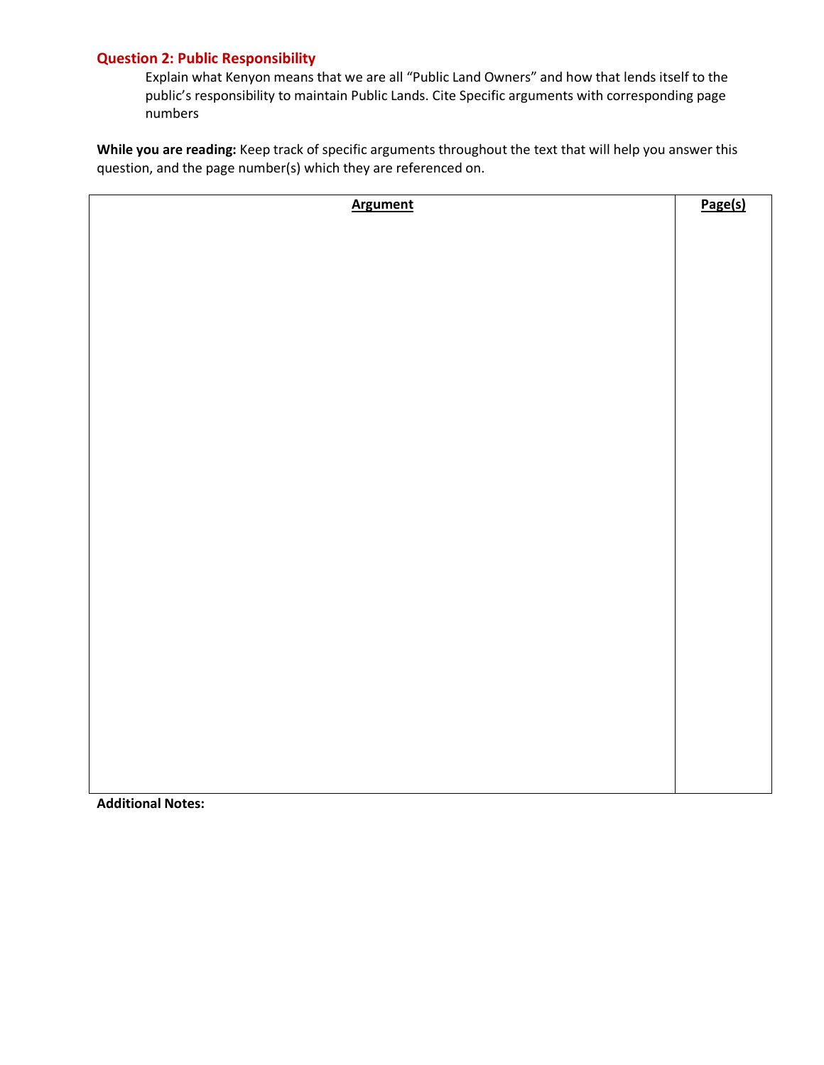### Question 2: Public Responsibility

Explain what Kenyon means that we are all "Public Land Owners" and how that lends itself to the public's responsibility to maintain Public Lands. Cite Specific arguments with corresponding page numbers

**While you are reading:** Keep track of specific arguments throughout the text that will help you answer this question, and the page number(s) which they are referenced on.

| Argument | Page(s) |
| --- | --- |
| | |

**Additional Notes:**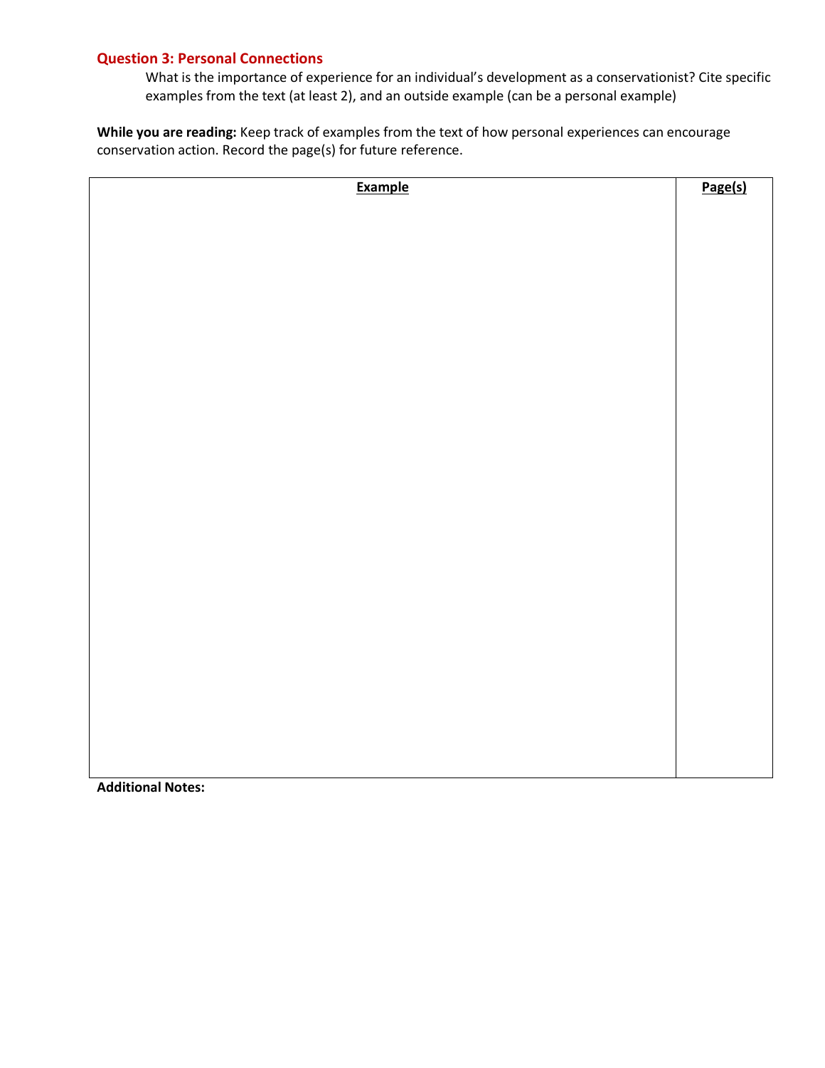### Question 3: Personal Connections

What is the importance of experience for an individual's development as a conservationist? Cite specific examples from the text (at least 2), and an outside example (can be a personal example)

**While you are reading:** Keep track of examples from the text of how personal experiences can encourage conservation action. Record the page(s) for future reference.

| Example | Page(s) |
| --- | --- |
| | |

**Additional Notes:**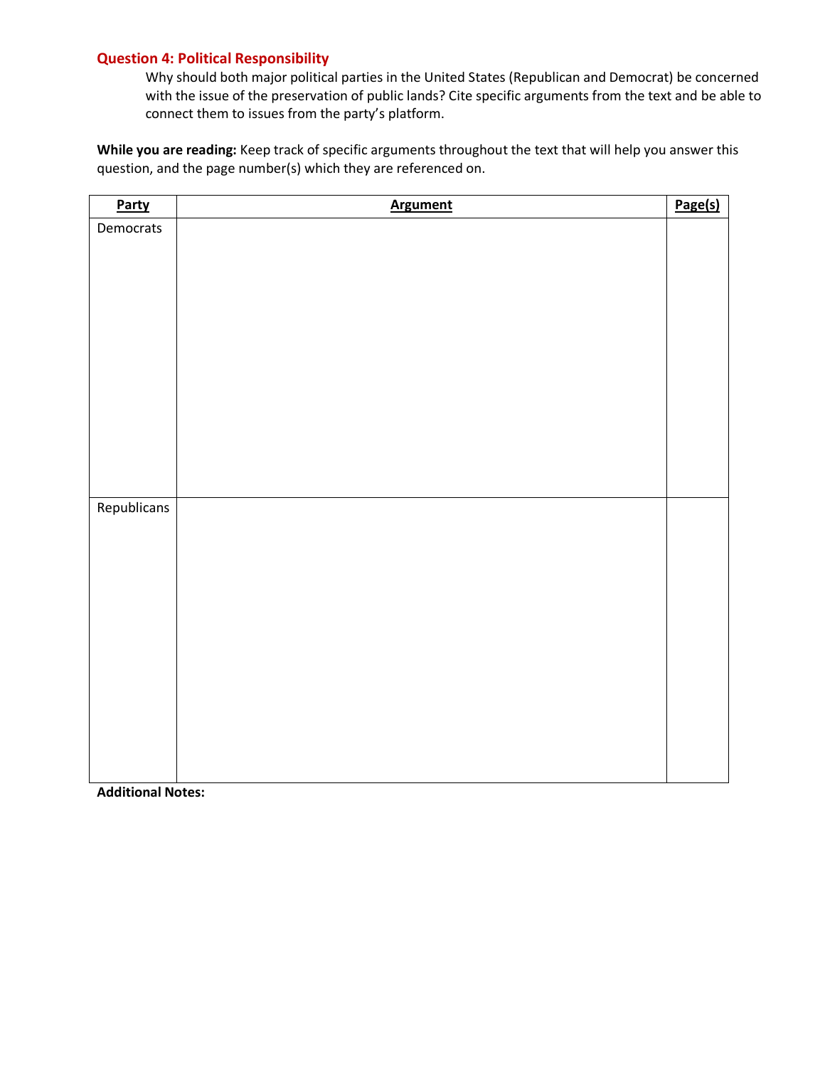### Question 4: Political Responsibility

Why should both major political parties in the United States (Republican and Democrat) be concerned with the issue of the preservation of public lands? Cite specific arguments from the text and be able to connect them to issues from the party's platform.

**While you are reading:** Keep track of specific arguments throughout the text that will help you answer this question, and the page number(s) which they are referenced on.

| Party | Argument | Page(s) |
|---|---|---|
| Democrats | | |
| Republicans | | |

**Additional Notes:**